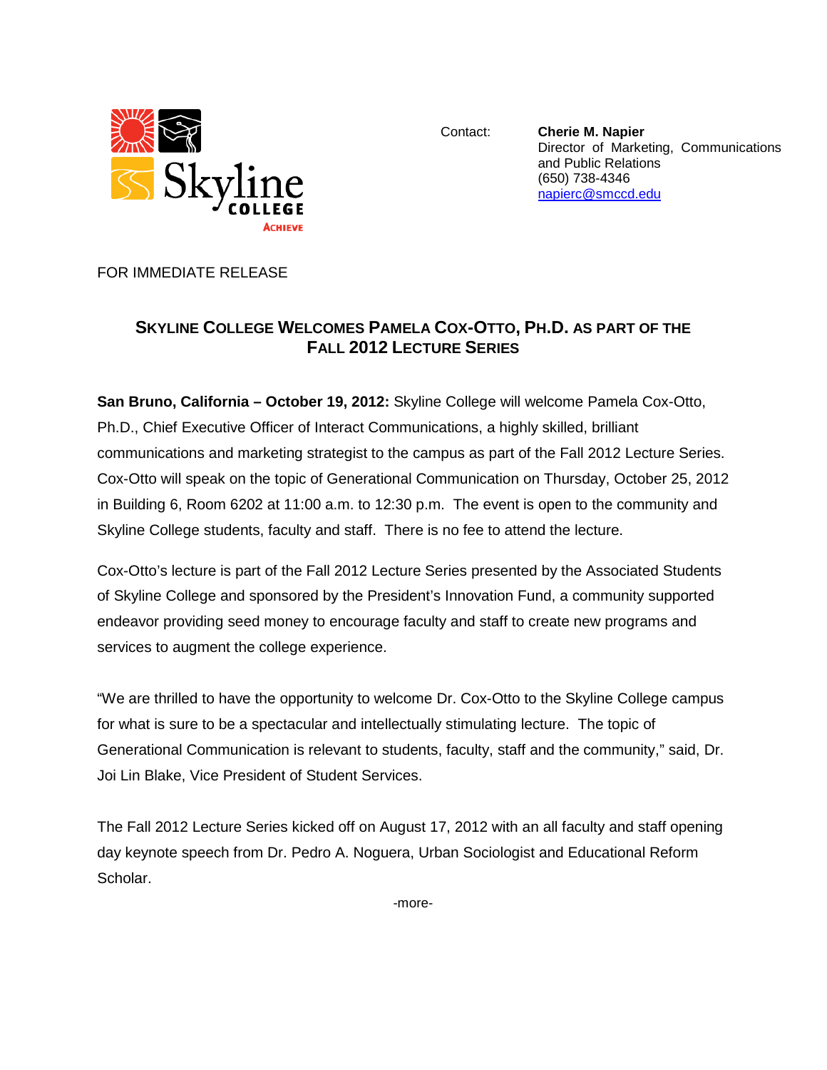Skyline COLLEGE ACHIEVE

Contact: **Cherie M. Napier**
Director of Marketing, Communications and Public Relations
(650) 738-4346
napierc@smccd.edu

FOR IMMEDIATE RELEASE

## SKYLINE COLLEGE WELCOMES PAMELA COX-OTTO, PH.D. AS PART OF THE FALL 2012 LECTURE SERIES

**San Bruno, California – October 19, 2012:** Skyline College will welcome Pamela Cox-Otto, Ph.D., Chief Executive Officer of Interact Communications, a highly skilled, brilliant communications and marketing strategist to the campus as part of the Fall 2012 Lecture Series. Cox-Otto will speak on the topic of Generational Communication on Thursday, October 25, 2012 in Building 6, Room 6202 at 11:00 a.m. to 12:30 p.m. The event is open to the community and Skyline College students, faculty and staff. There is no fee to attend the lecture.

Cox-Otto's lecture is part of the Fall 2012 Lecture Series presented by the Associated Students of Skyline College and sponsored by the President's Innovation Fund, a community supported endeavor providing seed money to encourage faculty and staff to create new programs and services to augment the college experience.

"We are thrilled to have the opportunity to welcome Dr. Cox-Otto to the Skyline College campus for what is sure to be a spectacular and intellectually stimulating lecture. The topic of Generational Communication is relevant to students, faculty, staff and the community," said, Dr. Joi Lin Blake, Vice President of Student Services.

The Fall 2012 Lecture Series kicked off on August 17, 2012 with an all faculty and staff opening day keynote speech from Dr. Pedro A. Noguera, Urban Sociologist and Educational Reform Scholar.

-more-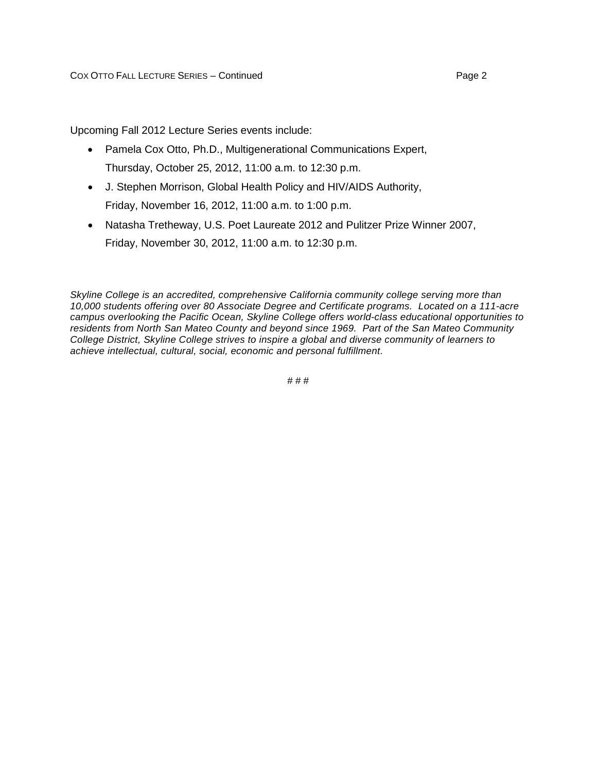Upcoming Fall 2012 Lecture Series events include:

- Pamela Cox Otto, Ph.D., Multigenerational Communications Expert, Thursday, October 25, 2012, 11:00 a.m. to 12:30 p.m.
- J. Stephen Morrison, Global Health Policy and HIV/AIDS Authority, Friday, November 16, 2012, 11:00 a.m. to 1:00 p.m.
- Natasha Tretheway, U.S. Poet Laureate 2012 and Pulitzer Prize Winner 2007, Friday, November 30, 2012, 11:00 a.m. to 12:30 p.m.

*Skyline College is an accredited, comprehensive California community college serving more than 10,000 students offering over 80 Associate Degree and Certificate programs. Located on a 111-acre campus overlooking the Pacific Ocean, Skyline College offers world-class educational opportunities to residents from North San Mateo County and beyond since 1969. Part of the San Mateo Community College District, Skyline College strives to inspire a global and diverse community of learners to achieve intellectual, cultural, social, economic and personal fulfillment.*

# # #